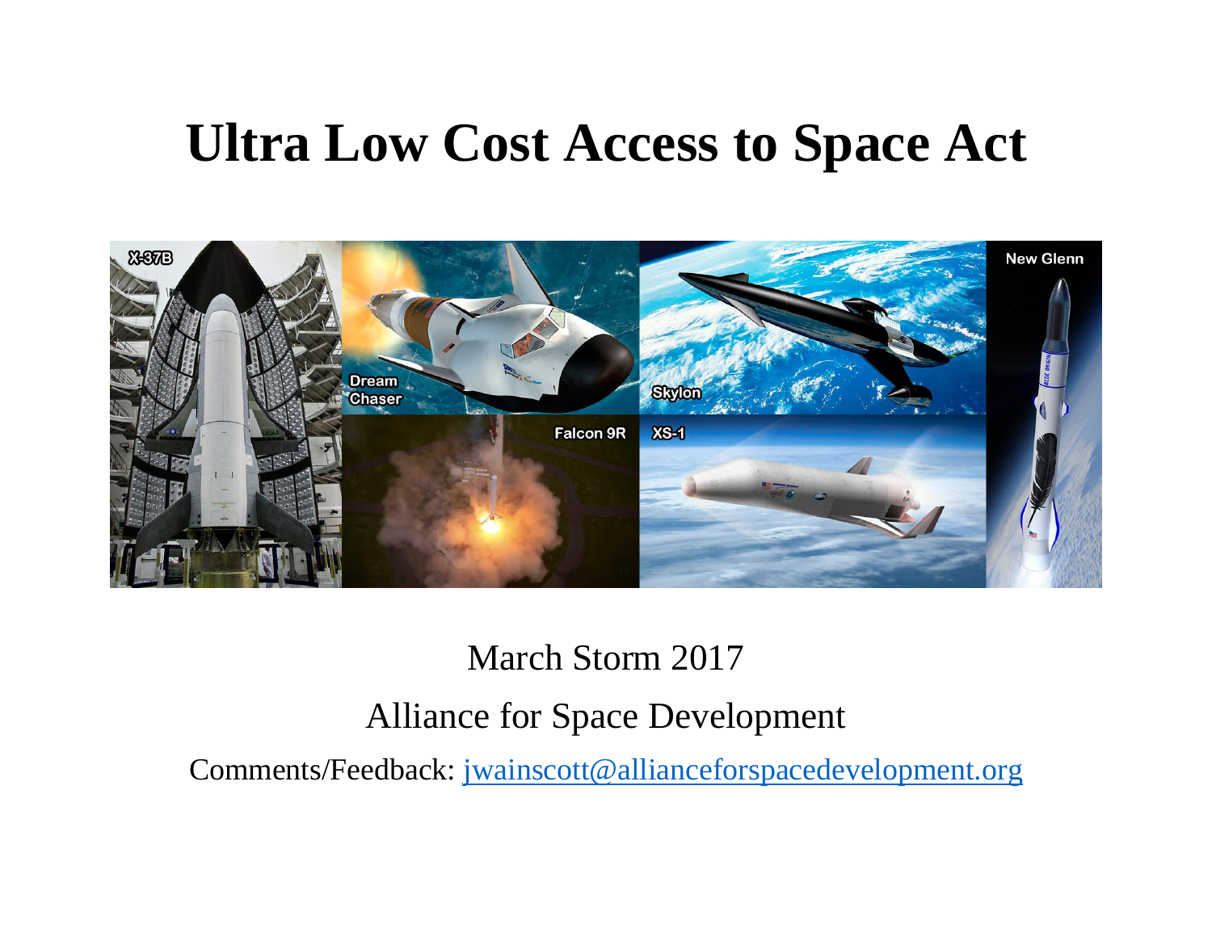# Ultra Low Cost Access to Space Act

March Storm 2017

Alliance for Space Development

Comments/Feedback: [jwainscott@allianceforspacedevelopment.org](mailto:jwainscott@allianceforspacedevelopment.org)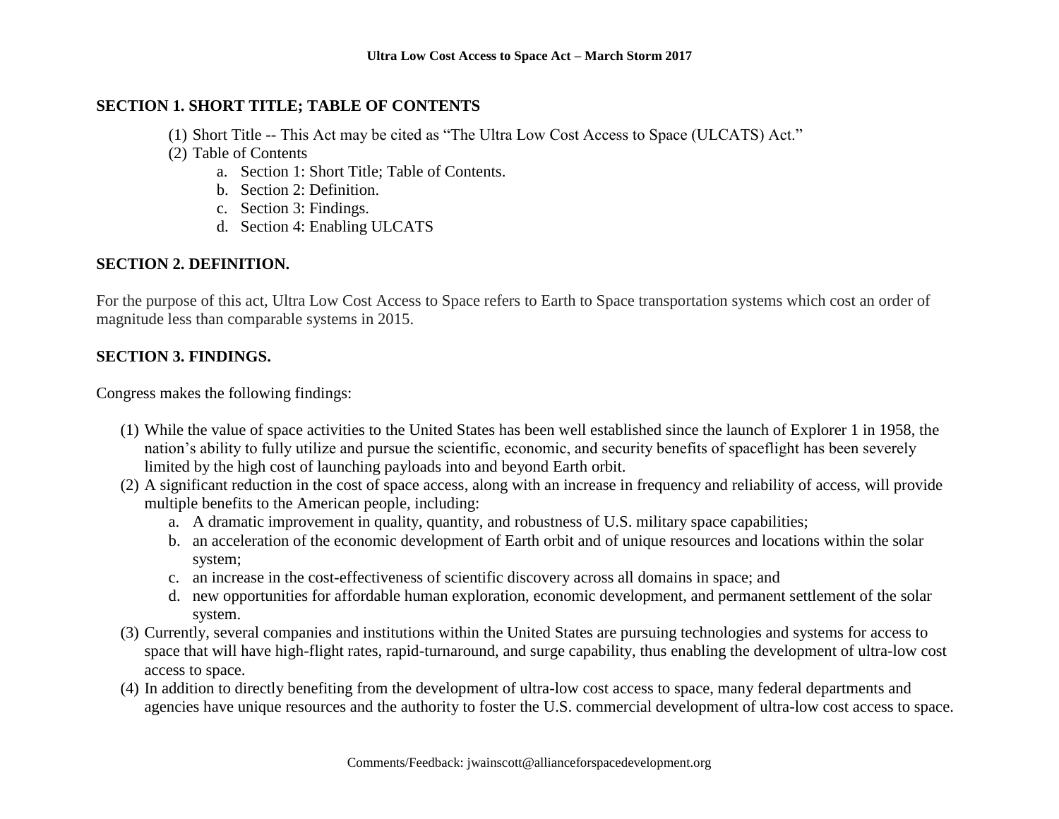## SECTION 1. SHORT TITLE; TABLE OF CONTENTS

(1) Short Title -- This Act may be cited as "The Ultra Low Cost Access to Space (ULCATS) Act."

(2) Table of Contents

  a. Section 1: Short Title; Table of Contents.
  b. Section 2: Definition.
  c. Section 3: Findings.
  d. Section 4: Enabling ULCATS

## SECTION 2. DEFINITION.

For the purpose of this act, Ultra Low Cost Access to Space refers to Earth to Space transportation systems which cost an order of magnitude less than comparable systems in 2015.

## SECTION 3. FINDINGS.

Congress makes the following findings:

(1) While the value of space activities to the United States has been well established since the launch of Explorer 1 in 1958, the nation's ability to fully utilize and pursue the scientific, economic, and security benefits of spaceflight has been severely limited by the high cost of launching payloads into and beyond Earth orbit.

(2) A significant reduction in the cost of space access, along with an increase in frequency and reliability of access, will provide multiple benefits to the American people, including:

  a. A dramatic improvement in quality, quantity, and robustness of U.S. military space capabilities;
  b. an acceleration of the economic development of Earth orbit and of unique resources and locations within the solar system;
  c. an increase in the cost-effectiveness of scientific discovery across all domains in space; and
  d. new opportunities for affordable human exploration, economic development, and permanent settlement of the solar system.

(3) Currently, several companies and institutions within the United States are pursuing technologies and systems for access to space that will have high-flight rates, rapid-turnaround, and surge capability, thus enabling the development of ultra-low cost access to space.

(4) In addition to directly benefiting from the development of ultra-low cost access to space, many federal departments and agencies have unique resources and the authority to foster the U.S. commercial development of ultra-low cost access to space.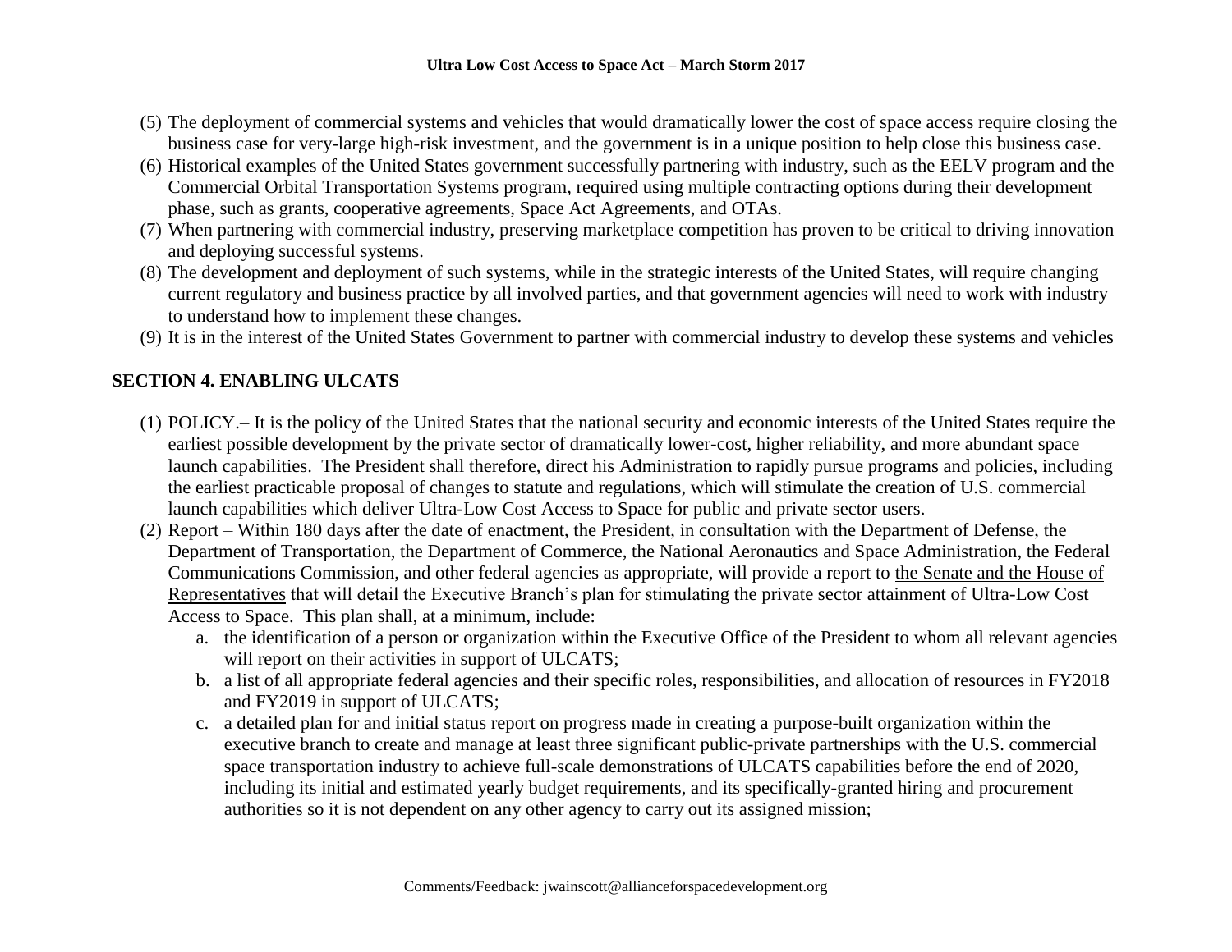(5) The deployment of commercial systems and vehicles that would dramatically lower the cost of space access require closing the business case for very-large high-risk investment, and the government is in a unique position to help close this business case.
(6) Historical examples of the United States government successfully partnering with industry, such as the EELV program and the Commercial Orbital Transportation Systems program, required using multiple contracting options during their development phase, such as grants, cooperative agreements, Space Act Agreements, and OTAs.
(7) When partnering with commercial industry, preserving marketplace competition has proven to be critical to driving innovation and deploying successful systems.
(8) The development and deployment of such systems, while in the strategic interests of the United States, will require changing current regulatory and business practice by all involved parties, and that government agencies will need to work with industry to understand how to implement these changes.
(9) It is in the interest of the United States Government to partner with commercial industry to develop these systems and vehicles

## SECTION 4. ENABLING ULCATS

(1) POLICY.– It is the policy of the United States that the national security and economic interests of the United States require the earliest possible development by the private sector of dramatically lower-cost, higher reliability, and more abundant space launch capabilities. The President shall therefore, direct his Administration to rapidly pursue programs and policies, including the earliest practicable proposal of changes to statute and regulations, which will stimulate the creation of U.S. commercial launch capabilities which deliver Ultra-Low Cost Access to Space for public and private sector users.
(2) Report – Within 180 days after the date of enactment, the President, in consultation with the Department of Defense, the Department of Transportation, the Department of Commerce, the National Aeronautics and Space Administration, the Federal Communications Commission, and other federal agencies as appropriate, will provide a report to <u>the Senate and the House of Representatives</u> that will detail the Executive Branch's plan for stimulating the private sector attainment of Ultra-Low Cost Access to Space. This plan shall, at a minimum, include:
   a. the identification of a person or organization within the Executive Office of the President to whom all relevant agencies will report on their activities in support of ULCATS;
   b. a list of all appropriate federal agencies and their specific roles, responsibilities, and allocation of resources in FY2018 and FY2019 in support of ULCATS;
   c. a detailed plan for and initial status report on progress made in creating a purpose-built organization within the executive branch to create and manage at least three significant public-private partnerships with the U.S. commercial space transportation industry to achieve full-scale demonstrations of ULCATS capabilities before the end of 2020, including its initial and estimated yearly budget requirements, and its specifically-granted hiring and procurement authorities so it is not dependent on any other agency to carry out its assigned mission;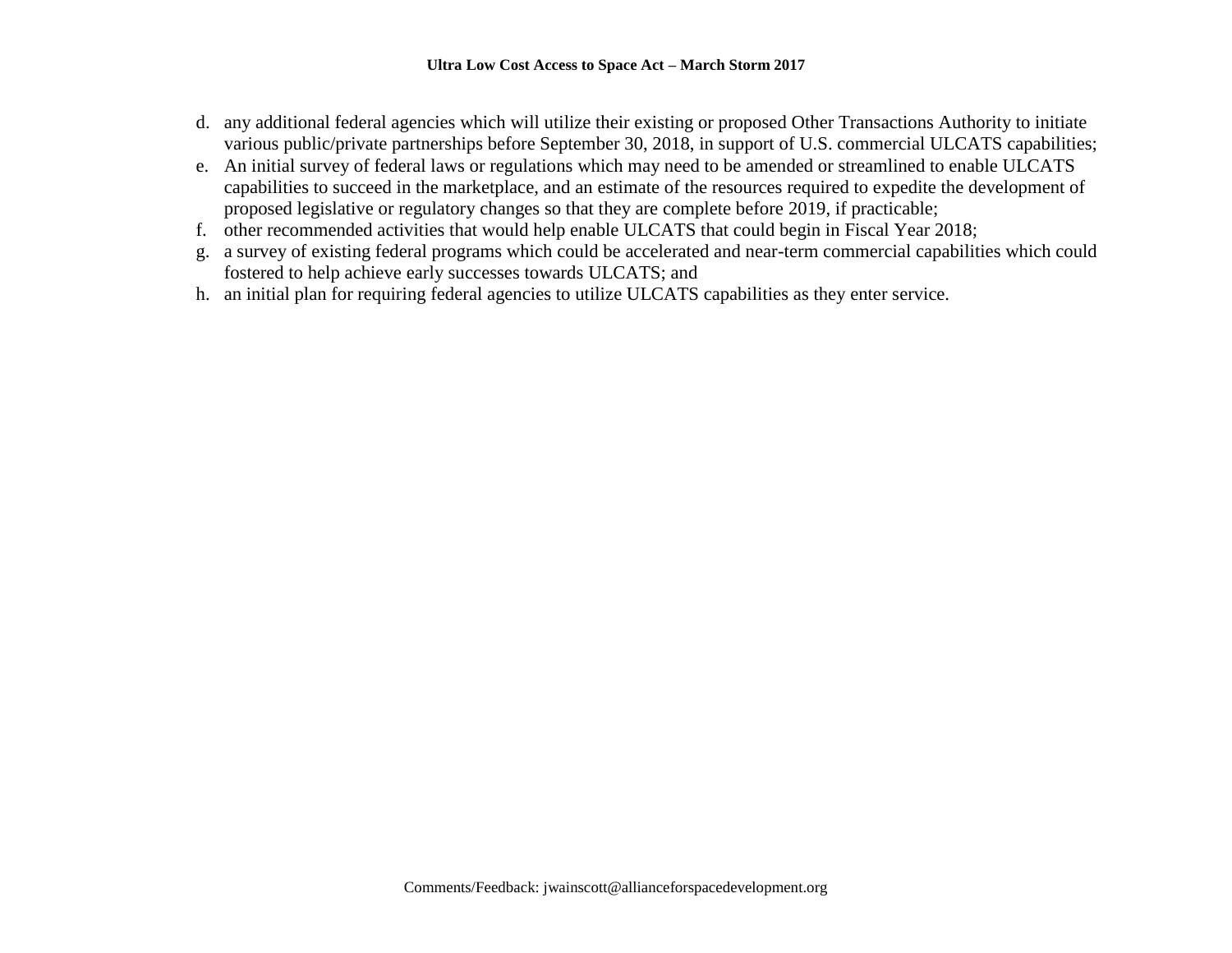d. any additional federal agencies which will utilize their existing or proposed Other Transactions Authority to initiate various public/private partnerships before September 30, 2018, in support of U.S. commercial ULCATS capabilities;
e. An initial survey of federal laws or regulations which may need to be amended or streamlined to enable ULCATS capabilities to succeed in the marketplace, and an estimate of the resources required to expedite the development of proposed legislative or regulatory changes so that they are complete before 2019, if practicable;
f. other recommended activities that would help enable ULCATS that could begin in Fiscal Year 2018;
g. a survey of existing federal programs which could be accelerated and near-term commercial capabilities which could fostered to help achieve early successes towards ULCATS; and
h. an initial plan for requiring federal agencies to utilize ULCATS capabilities as they enter service.